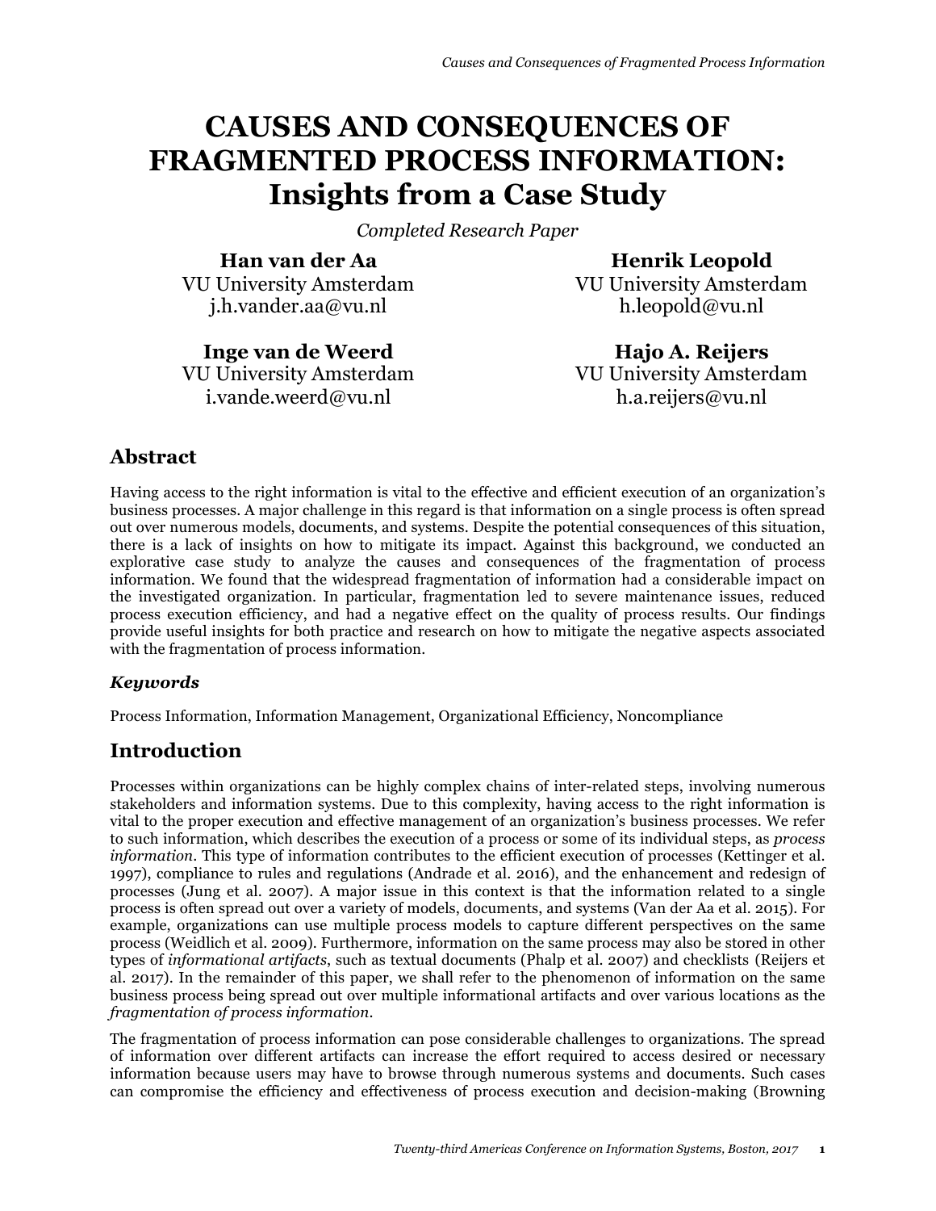# CAUSES AND CONSEQUENCES OF FRAGMENTED PROCESS INFORMATION: Insights from a Case Study

*Completed Research Paper*

**Han van der Aa**
VU University Amsterdam
j.h.vander.aa@vu.nl

**Henrik Leopold**
VU University Amsterdam
h.leopold@vu.nl

**Inge van de Weerd**
VU University Amsterdam
i.vande.weerd@vu.nl

**Hajo A. Reijers**
VU University Amsterdam
h.a.reijers@vu.nl

## Abstract

Having access to the right information is vital to the effective and efficient execution of an organization's business processes. A major challenge in this regard is that information on a single process is often spread out over numerous models, documents, and systems. Despite the potential consequences of this situation, there is a lack of insights on how to mitigate its impact. Against this background, we conducted an explorative case study to analyze the causes and consequences of the fragmentation of process information. We found that the widespread fragmentation of information had a considerable impact on the investigated organization. In particular, fragmentation led to severe maintenance issues, reduced process execution efficiency, and had a negative effect on the quality of process results. Our findings provide useful insights for both practice and research on how to mitigate the negative aspects associated with the fragmentation of process information.

### *Keywords*

Process Information, Information Management, Organizational Efficiency, Noncompliance

## Introduction

Processes within organizations can be highly complex chains of inter-related steps, involving numerous stakeholders and information systems. Due to this complexity, having access to the right information is vital to the proper execution and effective management of an organization's business processes. We refer to such information, which describes the execution of a process or some of its individual steps, as *process information*. This type of information contributes to the efficient execution of processes (Kettinger et al. 1997), compliance to rules and regulations (Andrade et al. 2016), and the enhancement and redesign of processes (Jung et al. 2007). A major issue in this context is that the information related to a single process is often spread out over a variety of models, documents, and systems (Van der Aa et al. 2015). For example, organizations can use multiple process models to capture different perspectives on the same process (Weidlich et al. 2009). Furthermore, information on the same process may also be stored in other types of *informational artifacts,* such as textual documents (Phalp et al. 2007) and checklists (Reijers et al. 2017). In the remainder of this paper, we shall refer to the phenomenon of information on the same business process being spread out over multiple informational artifacts and over various locations as the *fragmentation of process information*.

The fragmentation of process information can pose considerable challenges to organizations. The spread of information over different artifacts can increase the effort required to access desired or necessary information because users may have to browse through numerous systems and documents. Such cases can compromise the efficiency and effectiveness of process execution and decision-making (Browning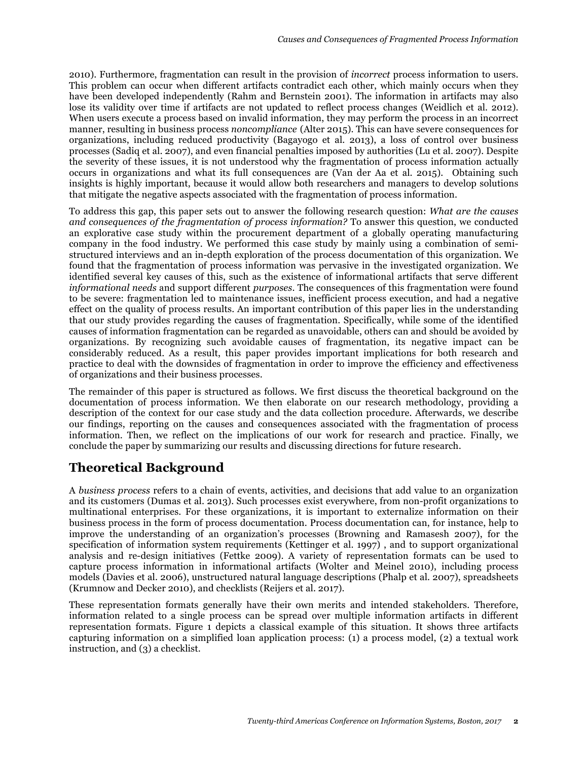2010). Furthermore, fragmentation can result in the provision of *incorrect* process information to users. This problem can occur when different artifacts contradict each other, which mainly occurs when they have been developed independently (Rahm and Bernstein 2001). The information in artifacts may also lose its validity over time if artifacts are not updated to reflect process changes (Weidlich et al. 2012). When users execute a process based on invalid information, they may perform the process in an incorrect manner, resulting in business process *noncompliance* (Alter 2015). This can have severe consequences for organizations, including reduced productivity (Bagayogo et al. 2013), a loss of control over business processes (Sadiq et al. 2007), and even financial penalties imposed by authorities (Lu et al. 2007). Despite the severity of these issues, it is not understood why the fragmentation of process information actually occurs in organizations and what its full consequences are (Van der Aa et al. 2015). Obtaining such insights is highly important, because it would allow both researchers and managers to develop solutions that mitigate the negative aspects associated with the fragmentation of process information.

To address this gap, this paper sets out to answer the following research question: *What are the causes and consequences of the fragmentation of process information?* To answer this question, we conducted an explorative case study within the procurement department of a globally operating manufacturing company in the food industry. We performed this case study by mainly using a combination of semi-structured interviews and an in-depth exploration of the process documentation of this organization. We found that the fragmentation of process information was pervasive in the investigated organization. We identified several key causes of this, such as the existence of informational artifacts that serve different *informational needs* and support different *purposes*. The consequences of this fragmentation were found to be severe: fragmentation led to maintenance issues, inefficient process execution, and had a negative effect on the quality of process results. An important contribution of this paper lies in the understanding that our study provides regarding the causes of fragmentation. Specifically, while some of the identified causes of information fragmentation can be regarded as unavoidable, others can and should be avoided by organizations. By recognizing such avoidable causes of fragmentation, its negative impact can be considerably reduced. As a result, this paper provides important implications for both research and practice to deal with the downsides of fragmentation in order to improve the efficiency and effectiveness of organizations and their business processes.

The remainder of this paper is structured as follows. We first discuss the theoretical background on the documentation of process information. We then elaborate on our research methodology, providing a description of the context for our case study and the data collection procedure. Afterwards, we describe our findings, reporting on the causes and consequences associated with the fragmentation of process information. Then, we reflect on the implications of our work for research and practice. Finally, we conclude the paper by summarizing our results and discussing directions for future research.

## Theoretical Background

A *business process* refers to a chain of events, activities, and decisions that add value to an organization and its customers (Dumas et al. 2013). Such processes exist everywhere, from non-profit organizations to multinational enterprises. For these organizations, it is important to externalize information on their business process in the form of process documentation. Process documentation can, for instance, help to improve the understanding of an organization's processes (Browning and Ramasesh 2007), for the specification of information system requirements (Kettinger et al. 1997) , and to support organizational analysis and re-design initiatives (Fettke 2009). A variety of representation formats can be used to capture process information in informational artifacts (Wolter and Meinel 2010), including process models (Davies et al. 2006), unstructured natural language descriptions (Phalp et al. 2007), spreadsheets (Krumnow and Decker 2010), and checklists (Reijers et al. 2017).

These representation formats generally have their own merits and intended stakeholders. Therefore, information related to a single process can be spread over multiple information artifacts in different representation formats. Figure 1 depicts a classical example of this situation. It shows three artifacts capturing information on a simplified loan application process: (1) a process model, (2) a textual work instruction, and (3) a checklist.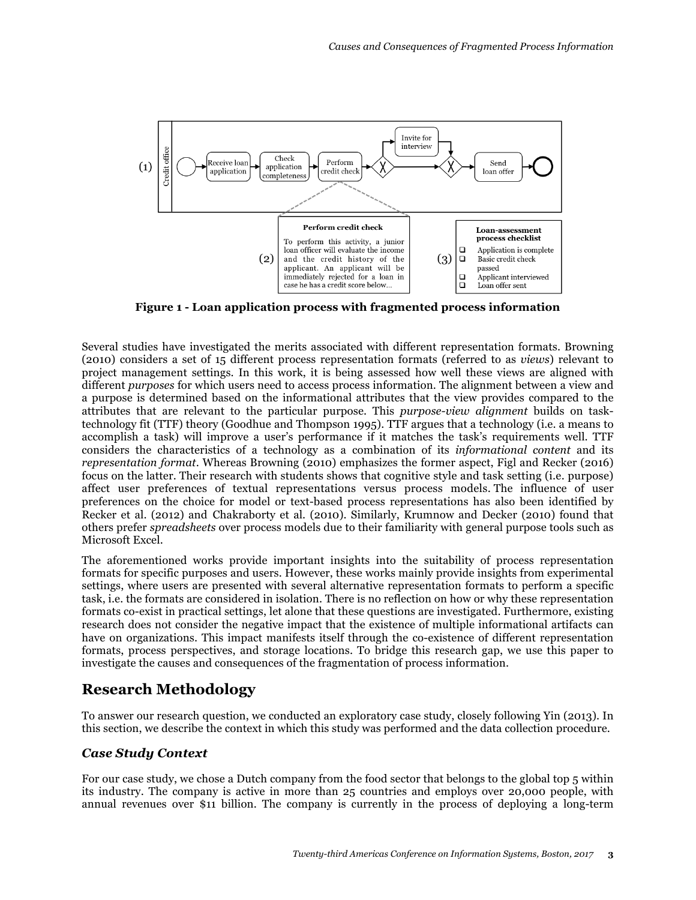(1)

Credit office

Receive loan application

Check application completeness

Perform credit check

Invite for interview

Send loan offer

(2)

**Perform credit check**

To perform this activity, a junior loan officer will evaluate the income and the credit history of the applicant. An applicant will be immediately rejected for a loan in case he has a credit score below...

(3)

**Loan-assessment process checklist**

- ❑ Application is complete
- ❑ Basic credit check passed
- ❑ Applicant interviewed
- ❑ Loan offer sent

**Figure 1 - Loan application process with fragmented process information**

Several studies have investigated the merits associated with different representation formats. Browning (2010) considers a set of 15 different process representation formats (referred to as *views*) relevant to project management settings. In this work, it is being assessed how well these views are aligned with different *purposes* for which users need to access process information. The alignment between a view and a purpose is determined based on the informational attributes that the view provides compared to the attributes that are relevant to the particular purpose. This *purpose-view alignment* builds on task-technology fit (TTF) theory (Goodhue and Thompson 1995). TTF argues that a technology (i.e. a means to accomplish a task) will improve a user's performance if it matches the task's requirements well. TTF considers the characteristics of a technology as a combination of its *informational content* and its *representation format*. Whereas Browning (2010) emphasizes the former aspect, Figl and Recker (2016) focus on the latter. Their research with students shows that cognitive style and task setting (i.e. purpose) affect user preferences of textual representations versus process models. The influence of user preferences on the choice for model or text-based process representations has also been identified by Recker et al. (2012) and Chakraborty et al. (2010). Similarly, Krumnow and Decker (2010) found that others prefer *spreadsheets* over process models due to their familiarity with general purpose tools such as Microsoft Excel.

The aforementioned works provide important insights into the suitability of process representation formats for specific purposes and users. However, these works mainly provide insights from experimental settings, where users are presented with several alternative representation formats to perform a specific task, i.e. the formats are considered in isolation. There is no reflection on how or why these representation formats co-exist in practical settings, let alone that these questions are investigated. Furthermore, existing research does not consider the negative impact that the existence of multiple informational artifacts can have on organizations. This impact manifests itself through the co-existence of different representation formats, process perspectives, and storage locations. To bridge this research gap, we use this paper to investigate the causes and consequences of the fragmentation of process information.

## Research Methodology

To answer our research question, we conducted an exploratory case study, closely following Yin (2013). In this section, we describe the context in which this study was performed and the data collection procedure.

### *Case Study Context*

For our case study, we chose a Dutch company from the food sector that belongs to the global top 5 within its industry. The company is active in more than 25 countries and employs over 20,000 people, with annual revenues over $11 billion. The company is currently in the process of deploying a long-term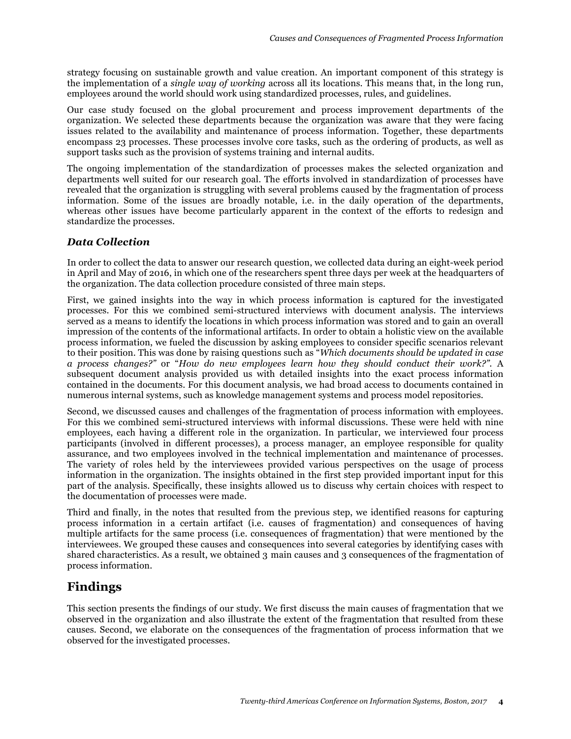strategy focusing on sustainable growth and value creation. An important component of this strategy is the implementation of a *single way of working* across all its locations. This means that, in the long run, employees around the world should work using standardized processes, rules, and guidelines.

Our case study focused on the global procurement and process improvement departments of the organization. We selected these departments because the organization was aware that they were facing issues related to the availability and maintenance of process information. Together, these departments encompass 23 processes. These processes involve core tasks, such as the ordering of products, as well as support tasks such as the provision of systems training and internal audits.

The ongoing implementation of the standardization of processes makes the selected organization and departments well suited for our research goal. The efforts involved in standardization of processes have revealed that the organization is struggling with several problems caused by the fragmentation of process information. Some of the issues are broadly notable, i.e. in the daily operation of the departments, whereas other issues have become particularly apparent in the context of the efforts to redesign and standardize the processes.

### *Data Collection*

In order to collect the data to answer our research question, we collected data during an eight-week period in April and May of 2016, in which one of the researchers spent three days per week at the headquarters of the organization. The data collection procedure consisted of three main steps.

First, we gained insights into the way in which process information is captured for the investigated processes. For this we combined semi-structured interviews with document analysis. The interviews served as a means to identify the locations in which process information was stored and to gain an overall impression of the contents of the informational artifacts. In order to obtain a holistic view on the available process information, we fueled the discussion by asking employees to consider specific scenarios relevant to their position. This was done by raising questions such as "*Which documents should be updated in case a process changes?*" or "*How do new employees learn how they should conduct their work?*". A subsequent document analysis provided us with detailed insights into the exact process information contained in the documents. For this document analysis, we had broad access to documents contained in numerous internal systems, such as knowledge management systems and process model repositories.

Second, we discussed causes and challenges of the fragmentation of process information with employees. For this we combined semi-structured interviews with informal discussions. These were held with nine employees, each having a different role in the organization. In particular, we interviewed four process participants (involved in different processes), a process manager, an employee responsible for quality assurance, and two employees involved in the technical implementation and maintenance of processes. The variety of roles held by the interviewees provided various perspectives on the usage of process information in the organization. The insights obtained in the first step provided important input for this part of the analysis. Specifically, these insights allowed us to discuss why certain choices with respect to the documentation of processes were made.

Third and finally, in the notes that resulted from the previous step, we identified reasons for capturing process information in a certain artifact (i.e. causes of fragmentation) and consequences of having multiple artifacts for the same process (i.e. consequences of fragmentation) that were mentioned by the interviewees. We grouped these causes and consequences into several categories by identifying cases with shared characteristics. As a result, we obtained 3 main causes and 3 consequences of the fragmentation of process information.

## Findings

This section presents the findings of our study. We first discuss the main causes of fragmentation that we observed in the organization and also illustrate the extent of the fragmentation that resulted from these causes. Second, we elaborate on the consequences of the fragmentation of process information that we observed for the investigated processes.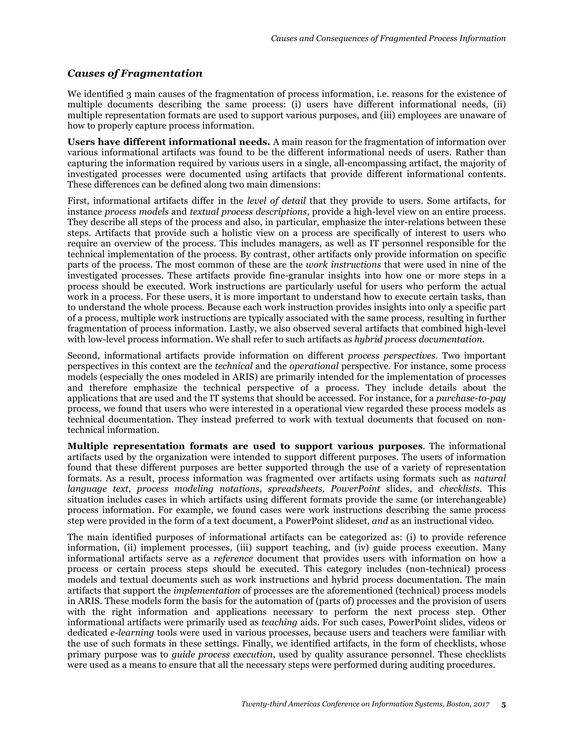### *Causes of Fragmentation*

We identified 3 main causes of the fragmentation of process information, i.e. reasons for the existence of multiple documents describing the same process: (i) users have different informational needs, (ii) multiple representation formats are used to support various purposes, and (iii) employees are unaware of how to properly capture process information.

**Users have different informational needs.** A main reason for the fragmentation of information over various informational artifacts was found to be the different informational needs of users. Rather than capturing the information required by various users in a single, all-encompassing artifact, the majority of investigated processes were documented using artifacts that provide different informational contents. These differences can be defined along two main dimensions:

First, informational artifacts differ in the *level of detail* that they provide to users. Some artifacts, for instance *process models* and *textual process descriptions*, provide a high-level view on an entire process. They describe all steps of the process and also, in particular, emphasize the inter-relations between these steps. Artifacts that provide such a holistic view on a process are specifically of interest to users who require an overview of the process. This includes managers, as well as IT personnel responsible for the technical implementation of the process. By contrast, other artifacts only provide information on specific parts of the process. The most common of these are the *work instructions* that were used in nine of the investigated processes. These artifacts provide fine-granular insights into how one or more steps in a process should be executed. Work instructions are particularly useful for users who perform the actual work in a process. For these users, it is more important to understand how to execute certain tasks, than to understand the whole process. Because each work instruction provides insights into only a specific part of a process, multiple work instructions are typically associated with the same process, resulting in further fragmentation of process information. Lastly, we also observed several artifacts that combined high-level with low-level process information. We shall refer to such artifacts as *hybrid process documentation*.

Second, informational artifacts provide information on different *process perspectives*. Two important perspectives in this context are the *technical* and the *operational* perspective. For instance, some process models (especially the ones modeled in ARIS) are primarily intended for the implementation of processes and therefore emphasize the technical perspective of a process. They include details about the applications that are used and the IT systems that should be accessed. For instance, for a *purchase-to-pay* process, we found that users who were interested in a operational view regarded these process models as technical documentation. They instead preferred to work with textual documents that focused on non-technical information.

**Multiple representation formats are used to support various purposes**. The informational artifacts used by the organization were intended to support different purposes. The users of information found that these different purposes are better supported through the use of a variety of representation formats. As a result, process information was fragmented over artifacts using formats such as *natural language text*, *process modeling notations*, *spreadsheets, PowerPoint* slides, and *checklists.* This situation includes cases in which artifacts using different formats provide the same (or interchangeable) process information. For example, we found cases were work instructions describing the same process step were provided in the form of a text document, a PowerPoint slideset, *and* as an instructional video.

The main identified purposes of informational artifacts can be categorized as: (i) to provide reference information, (ii) implement processes, (iii) support teaching, and (iv) guide process execution. Many informational artifacts serve as a *reference* document that provides users with information on how a process or certain process steps should be executed. This category includes (non-technical) process models and textual documents such as work instructions and hybrid process documentation. The main artifacts that support the *implementation* of processes are the aforementioned (technical) process models in ARIS. These models form the basis for the automation of (parts of) processes and the provision of users with the right information and applications necessary to perform the next process step. Other informational artifacts were primarily used as *teaching* aids. For such cases, PowerPoint slides, videos or dedicated *e-learning* tools were used in various processes, because users and teachers were familiar with the use of such formats in these settings. Finally, we identified artifacts, in the form of checklists, whose primary purpose was to *guide process execution*, used by quality assurance personnel. These checklists were used as a means to ensure that all the necessary steps were performed during auditing procedures.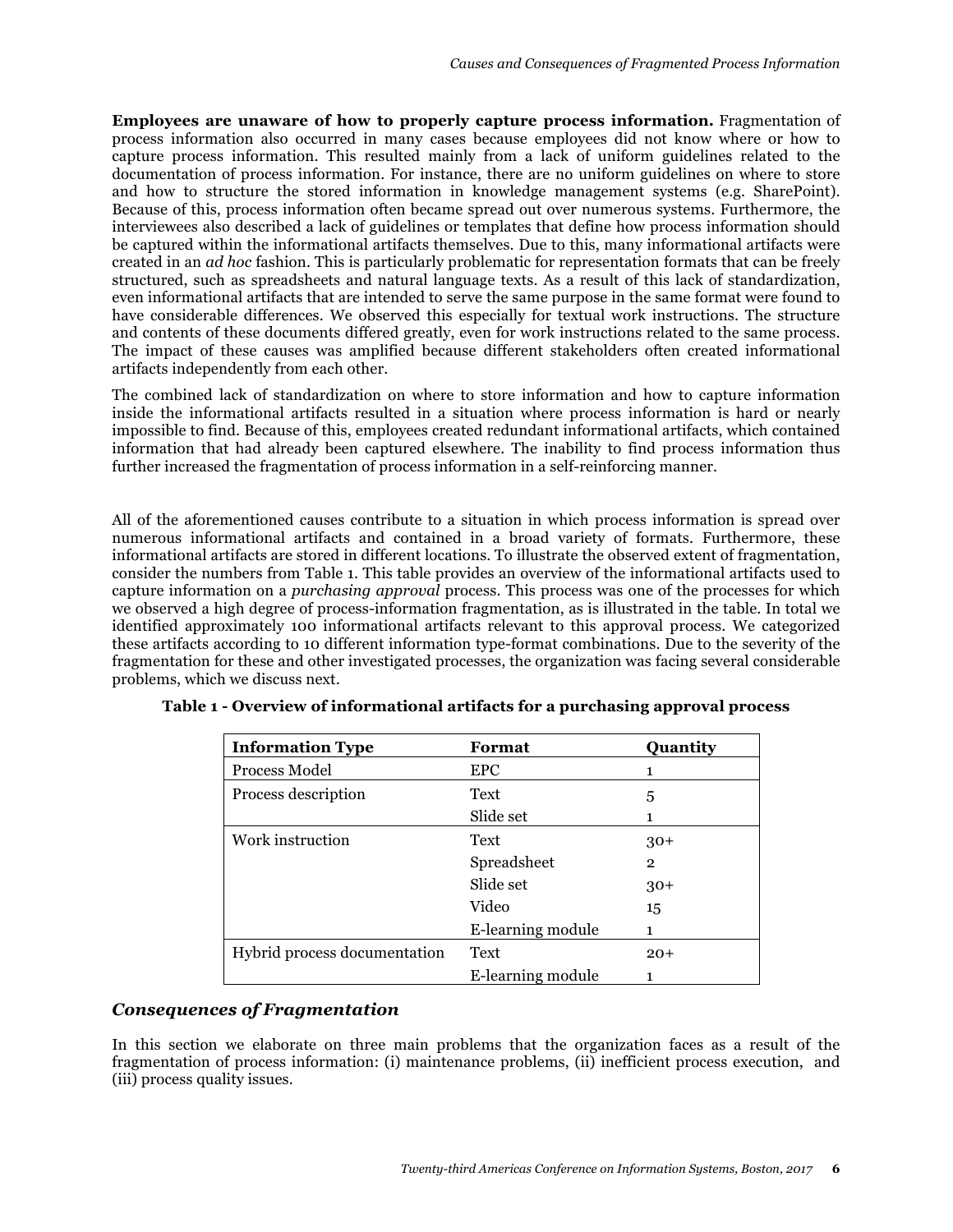**Employees are unaware of how to properly capture process information.** Fragmentation of process information also occurred in many cases because employees did not know where or how to capture process information. This resulted mainly from a lack of uniform guidelines related to the documentation of process information. For instance, there are no uniform guidelines on where to store and how to structure the stored information in knowledge management systems (e.g. SharePoint). Because of this, process information often became spread out over numerous systems. Furthermore, the interviewees also described a lack of guidelines or templates that define how process information should be captured within the informational artifacts themselves. Due to this, many informational artifacts were created in an *ad hoc* fashion. This is particularly problematic for representation formats that can be freely structured, such as spreadsheets and natural language texts. As a result of this lack of standardization, even informational artifacts that are intended to serve the same purpose in the same format were found to have considerable differences. We observed this especially for textual work instructions. The structure and contents of these documents differed greatly, even for work instructions related to the same process. The impact of these causes was amplified because different stakeholders often created informational artifacts independently from each other.

The combined lack of standardization on where to store information and how to capture information inside the informational artifacts resulted in a situation where process information is hard or nearly impossible to find. Because of this, employees created redundant informational artifacts, which contained information that had already been captured elsewhere. The inability to find process information thus further increased the fragmentation of process information in a self-reinforcing manner.

All of the aforementioned causes contribute to a situation in which process information is spread over numerous informational artifacts and contained in a broad variety of formats. Furthermore, these informational artifacts are stored in different locations. To illustrate the observed extent of fragmentation, consider the numbers from Table 1. This table provides an overview of the informational artifacts used to capture information on a *purchasing approval* process. This process was one of the processes for which we observed a high degree of process-information fragmentation, as is illustrated in the table. In total we identified approximately 100 informational artifacts relevant to this approval process. We categorized these artifacts according to 10 different information type-format combinations. Due to the severity of the fragmentation for these and other investigated processes, the organization was facing several considerable problems, which we discuss next.

**Table 1 - Overview of informational artifacts for a purchasing approval process**

| Information Type | Format | Quantity |
|---|---|---|
| Process Model | EPC | 1 |
| Process description | Text | 5 |
| | Slide set | 1 |
| Work instruction | Text | 30+ |
| | Spreadsheet | 2 |
| | Slide set | 30+ |
| | Video | 15 |
| | E-learning module | 1 |
| Hybrid process documentation | Text | 20+ |
| | E-learning module | 1 |

## *Consequences of Fragmentation*

In this section we elaborate on three main problems that the organization faces as a result of the fragmentation of process information: (i) maintenance problems, (ii) inefficient process execution, and (iii) process quality issues.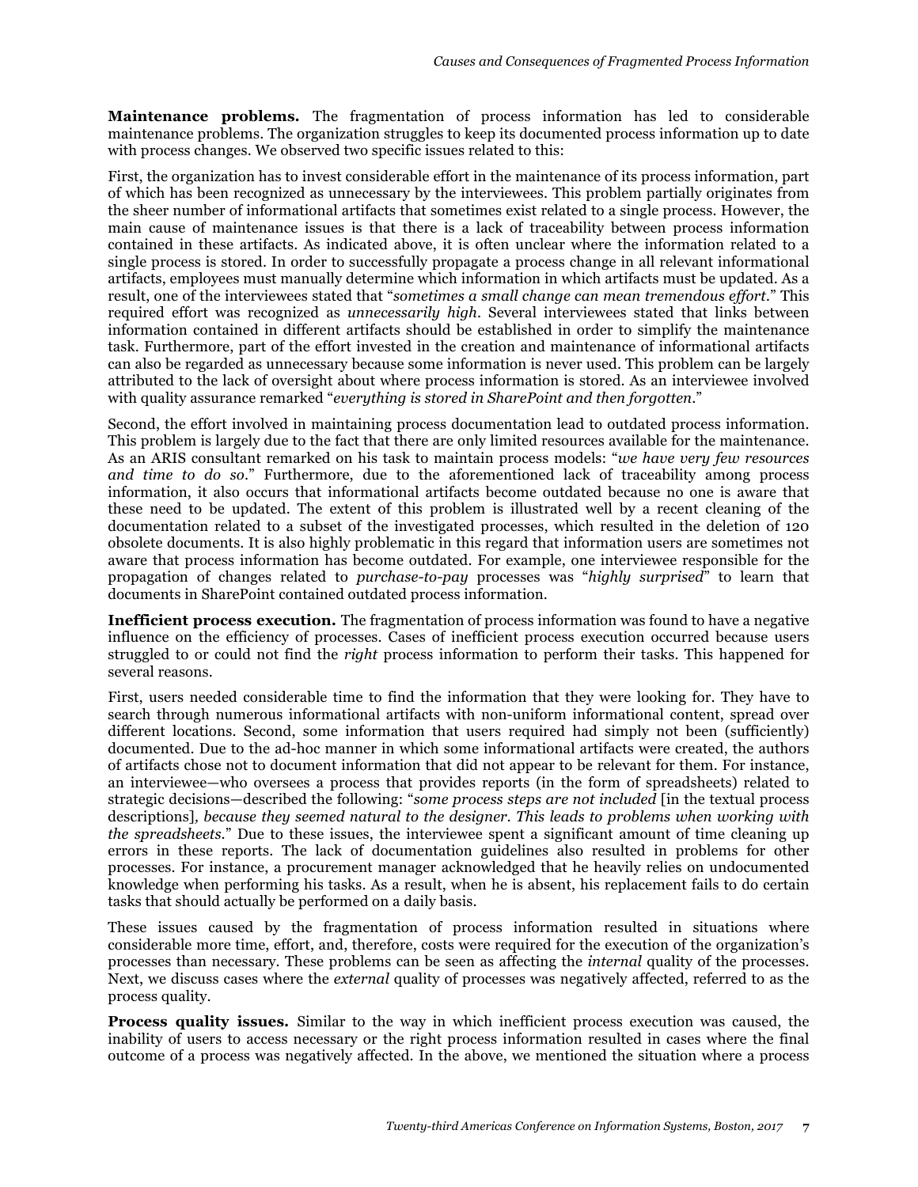**Maintenance problems.** The fragmentation of process information has led to considerable maintenance problems. The organization struggles to keep its documented process information up to date with process changes. We observed two specific issues related to this:

First, the organization has to invest considerable effort in the maintenance of its process information, part of which has been recognized as unnecessary by the interviewees. This problem partially originates from the sheer number of informational artifacts that sometimes exist related to a single process. However, the main cause of maintenance issues is that there is a lack of traceability between process information contained in these artifacts. As indicated above, it is often unclear where the information related to a single process is stored. In order to successfully propagate a process change in all relevant informational artifacts, employees must manually determine which information in which artifacts must be updated. As a result, one of the interviewees stated that "*sometimes a small change can mean tremendous effort*." This required effort was recognized as *unnecessarily high*. Several interviewees stated that links between information contained in different artifacts should be established in order to simplify the maintenance task. Furthermore, part of the effort invested in the creation and maintenance of informational artifacts can also be regarded as unnecessary because some information is never used. This problem can be largely attributed to the lack of oversight about where process information is stored. As an interviewee involved with quality assurance remarked "*everything is stored in SharePoint and then forgotten*."

Second, the effort involved in maintaining process documentation lead to outdated process information. This problem is largely due to the fact that there are only limited resources available for the maintenance. As an ARIS consultant remarked on his task to maintain process models: "*we have very few resources and time to do so*." Furthermore, due to the aforementioned lack of traceability among process information, it also occurs that informational artifacts become outdated because no one is aware that these need to be updated. The extent of this problem is illustrated well by a recent cleaning of the documentation related to a subset of the investigated processes, which resulted in the deletion of 120 obsolete documents. It is also highly problematic in this regard that information users are sometimes not aware that process information has become outdated. For example, one interviewee responsible for the propagation of changes related to *purchase-to-pay* processes was "*highly surprised*" to learn that documents in SharePoint contained outdated process information.

**Inefficient process execution.** The fragmentation of process information was found to have a negative influence on the efficiency of processes. Cases of inefficient process execution occurred because users struggled to or could not find the *right* process information to perform their tasks. This happened for several reasons.

First, users needed considerable time to find the information that they were looking for. They have to search through numerous informational artifacts with non-uniform informational content, spread over different locations. Second, some information that users required had simply not been (sufficiently) documented. Due to the ad-hoc manner in which some informational artifacts were created, the authors of artifacts chose not to document information that did not appear to be relevant for them. For instance, an interviewee—who oversees a process that provides reports (in the form of spreadsheets) related to strategic decisions—described the following: "*some process steps are not included* [in the textual process descriptions]*, because they seemed natural to the designer. This leads to problems when working with the spreadsheets*." Due to these issues, the interviewee spent a significant amount of time cleaning up errors in these reports. The lack of documentation guidelines also resulted in problems for other processes. For instance, a procurement manager acknowledged that he heavily relies on undocumented knowledge when performing his tasks. As a result, when he is absent, his replacement fails to do certain tasks that should actually be performed on a daily basis.

These issues caused by the fragmentation of process information resulted in situations where considerable more time, effort, and, therefore, costs were required for the execution of the organization's processes than necessary. These problems can be seen as affecting the *internal* quality of the processes. Next, we discuss cases where the *external* quality of processes was negatively affected, referred to as the process quality.

**Process quality issues.** Similar to the way in which inefficient process execution was caused, the inability of users to access necessary or the right process information resulted in cases where the final outcome of a process was negatively affected. In the above, we mentioned the situation where a process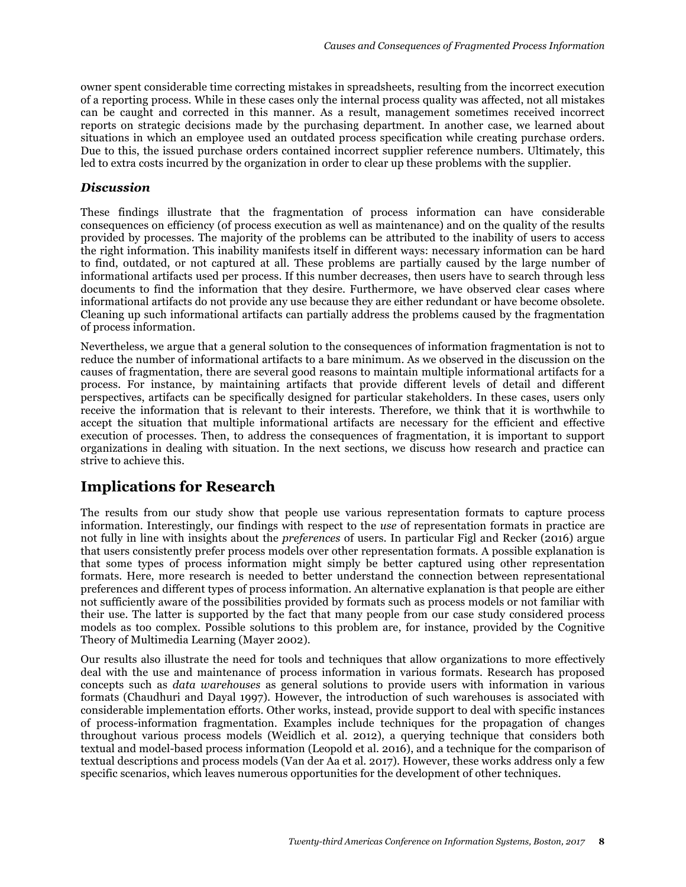owner spent considerable time correcting mistakes in spreadsheets, resulting from the incorrect execution of a reporting process. While in these cases only the internal process quality was affected, not all mistakes can be caught and corrected in this manner. As a result, management sometimes received incorrect reports on strategic decisions made by the purchasing department. In another case, we learned about situations in which an employee used an outdated process specification while creating purchase orders. Due to this, the issued purchase orders contained incorrect supplier reference numbers. Ultimately, this led to extra costs incurred by the organization in order to clear up these problems with the supplier.

### *Discussion*

These findings illustrate that the fragmentation of process information can have considerable consequences on efficiency (of process execution as well as maintenance) and on the quality of the results provided by processes. The majority of the problems can be attributed to the inability of users to access the right information. This inability manifests itself in different ways: necessary information can be hard to find, outdated, or not captured at all. These problems are partially caused by the large number of informational artifacts used per process. If this number decreases, then users have to search through less documents to find the information that they desire. Furthermore, we have observed clear cases where informational artifacts do not provide any use because they are either redundant or have become obsolete. Cleaning up such informational artifacts can partially address the problems caused by the fragmentation of process information.

Nevertheless, we argue that a general solution to the consequences of information fragmentation is not to reduce the number of informational artifacts to a bare minimum. As we observed in the discussion on the causes of fragmentation, there are several good reasons to maintain multiple informational artifacts for a process. For instance, by maintaining artifacts that provide different levels of detail and different perspectives, artifacts can be specifically designed for particular stakeholders. In these cases, users only receive the information that is relevant to their interests. Therefore, we think that it is worthwhile to accept the situation that multiple informational artifacts are necessary for the efficient and effective execution of processes. Then, to address the consequences of fragmentation, it is important to support organizations in dealing with situation. In the next sections, we discuss how research and practice can strive to achieve this.

## Implications for Research

The results from our study show that people use various representation formats to capture process information. Interestingly, our findings with respect to the *use* of representation formats in practice are not fully in line with insights about the *preferences* of users. In particular Figl and Recker (2016) argue that users consistently prefer process models over other representation formats. A possible explanation is that some types of process information might simply be better captured using other representation formats. Here, more research is needed to better understand the connection between representational preferences and different types of process information. An alternative explanation is that people are either not sufficiently aware of the possibilities provided by formats such as process models or not familiar with their use. The latter is supported by the fact that many people from our case study considered process models as too complex. Possible solutions to this problem are, for instance, provided by the Cognitive Theory of Multimedia Learning (Mayer 2002).

Our results also illustrate the need for tools and techniques that allow organizations to more effectively deal with the use and maintenance of process information in various formats. Research has proposed concepts such as *data warehouses* as general solutions to provide users with information in various formats (Chaudhuri and Dayal 1997). However, the introduction of such warehouses is associated with considerable implementation efforts. Other works, instead, provide support to deal with specific instances of process-information fragmentation. Examples include techniques for the propagation of changes throughout various process models (Weidlich et al. 2012), a querying technique that considers both textual and model-based process information (Leopold et al. 2016), and a technique for the comparison of textual descriptions and process models (Van der Aa et al. 2017). However, these works address only a few specific scenarios, which leaves numerous opportunities for the development of other techniques.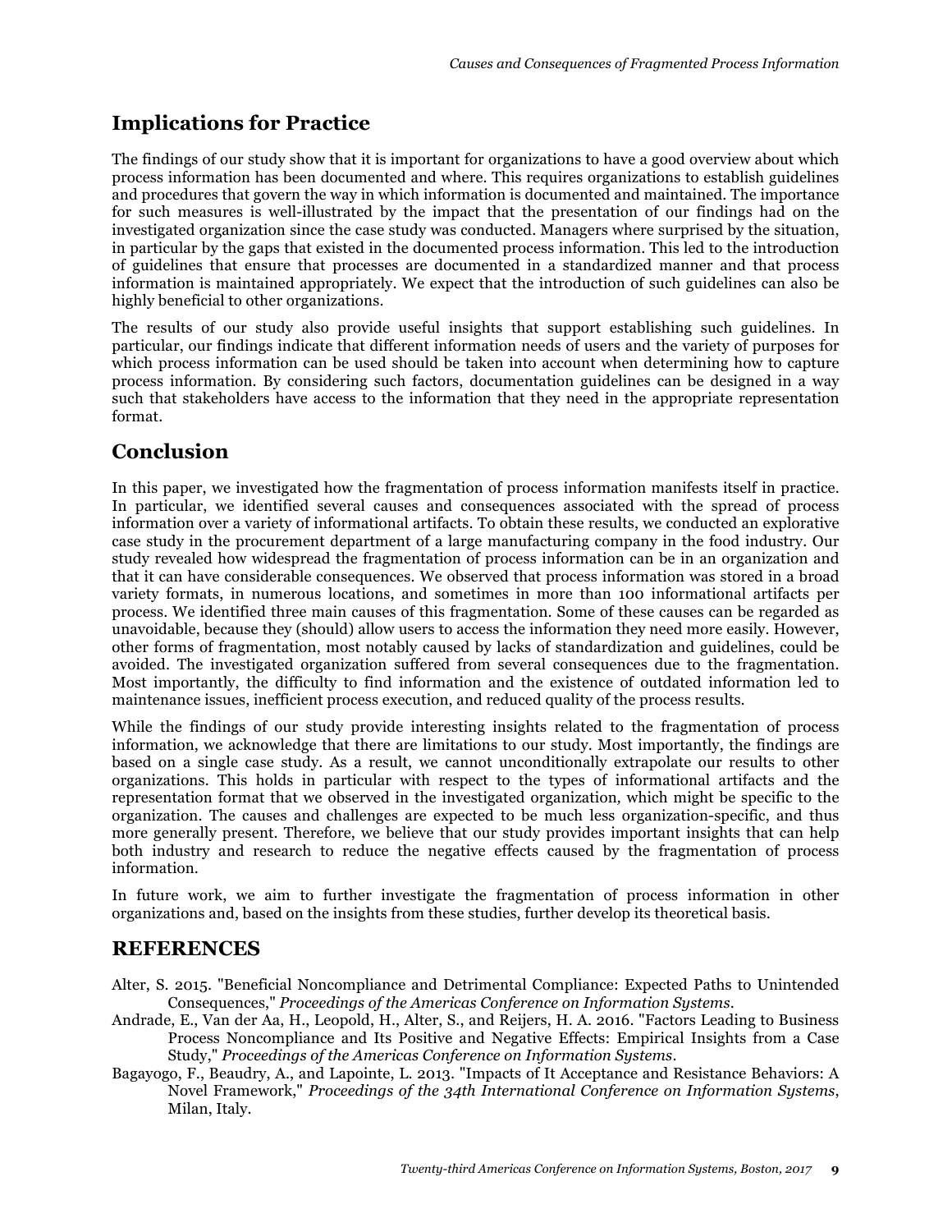## Implications for Practice

The findings of our study show that it is important for organizations to have a good overview about which process information has been documented and where. This requires organizations to establish guidelines and procedures that govern the way in which information is documented and maintained. The importance for such measures is well-illustrated by the impact that the presentation of our findings had on the investigated organization since the case study was conducted. Managers where surprised by the situation, in particular by the gaps that existed in the documented process information. This led to the introduction of guidelines that ensure that processes are documented in a standardized manner and that process information is maintained appropriately. We expect that the introduction of such guidelines can also be highly beneficial to other organizations.

The results of our study also provide useful insights that support establishing such guidelines. In particular, our findings indicate that different information needs of users and the variety of purposes for which process information can be used should be taken into account when determining how to capture process information. By considering such factors, documentation guidelines can be designed in a way such that stakeholders have access to the information that they need in the appropriate representation format.

## Conclusion

In this paper, we investigated how the fragmentation of process information manifests itself in practice. In particular, we identified several causes and consequences associated with the spread of process information over a variety of informational artifacts. To obtain these results, we conducted an explorative case study in the procurement department of a large manufacturing company in the food industry. Our study revealed how widespread the fragmentation of process information can be in an organization and that it can have considerable consequences. We observed that process information was stored in a broad variety formats, in numerous locations, and sometimes in more than 100 informational artifacts per process. We identified three main causes of this fragmentation. Some of these causes can be regarded as unavoidable, because they (should) allow users to access the information they need more easily. However, other forms of fragmentation, most notably caused by lacks of standardization and guidelines, could be avoided. The investigated organization suffered from several consequences due to the fragmentation. Most importantly, the difficulty to find information and the existence of outdated information led to maintenance issues, inefficient process execution, and reduced quality of the process results.

While the findings of our study provide interesting insights related to the fragmentation of process information, we acknowledge that there are limitations to our study. Most importantly, the findings are based on a single case study. As a result, we cannot unconditionally extrapolate our results to other organizations. This holds in particular with respect to the types of informational artifacts and the representation format that we observed in the investigated organization, which might be specific to the organization. The causes and challenges are expected to be much less organization-specific, and thus more generally present. Therefore, we believe that our study provides important insights that can help both industry and research to reduce the negative effects caused by the fragmentation of process information.

In future work, we aim to further investigate the fragmentation of process information in other organizations and, based on the insights from these studies, further develop its theoretical basis.

## REFERENCES

Alter, S. 2015. "Beneficial Noncompliance and Detrimental Compliance: Expected Paths to Unintended Consequences," *Proceedings of the Americas Conference on Information Systems*.

Andrade, E., Van der Aa, H., Leopold, H., Alter, S., and Reijers, H. A. 2016. "Factors Leading to Business Process Noncompliance and Its Positive and Negative Effects: Empirical Insights from a Case Study," *Proceedings of the Americas Conference on Information Systems*.

Bagayogo, F., Beaudry, A., and Lapointe, L. 2013. "Impacts of It Acceptance and Resistance Behaviors: A Novel Framework," *Proceedings of the 34th International Conference on Information Systems*, Milan, Italy.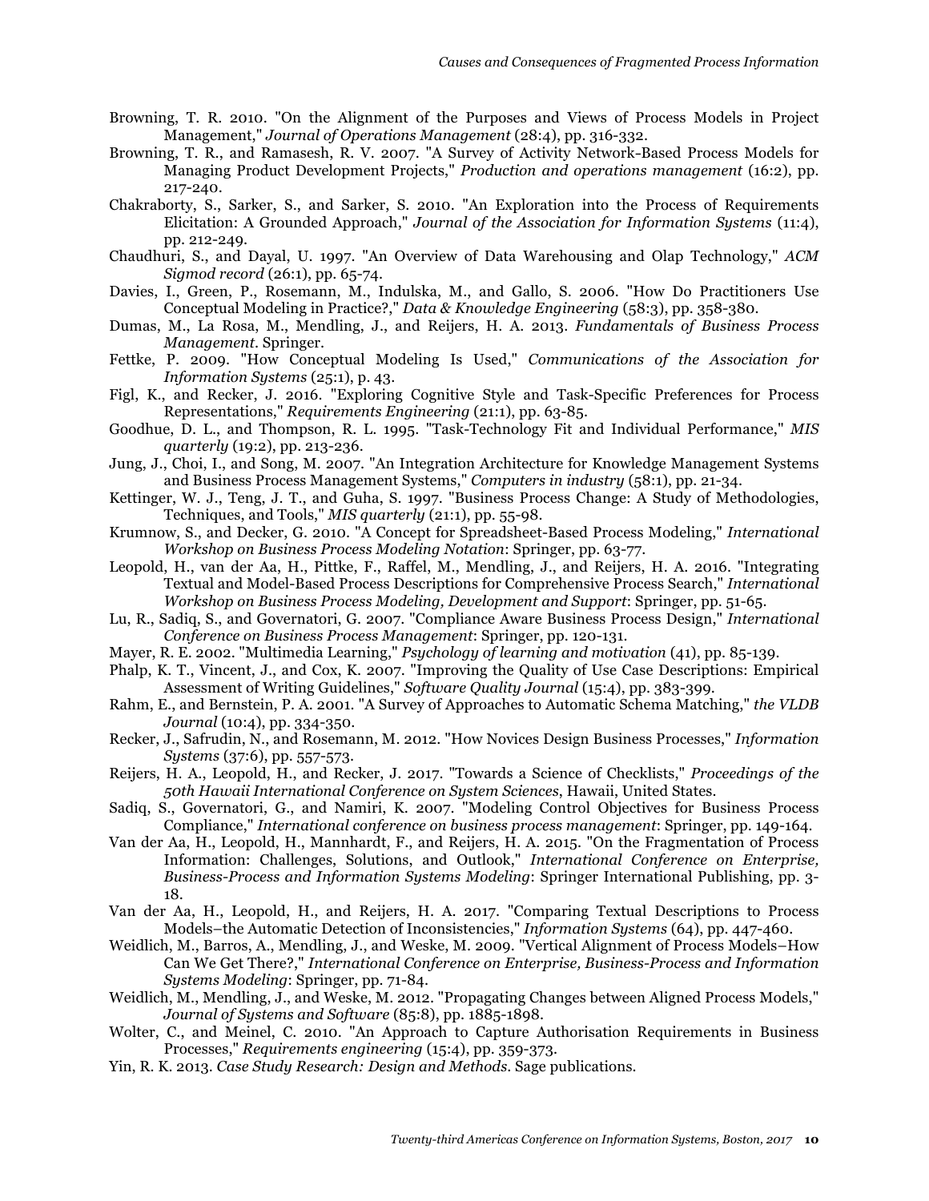Browning, T. R. 2010. "On the Alignment of the Purposes and Views of Process Models in Project Management," *Journal of Operations Management* (28:4), pp. 316-332.

Browning, T. R., and Ramasesh, R. V. 2007. "A Survey of Activity Network-Based Process Models for Managing Product Development Projects," *Production and operations management* (16:2), pp. 217-240.

Chakraborty, S., Sarker, S., and Sarker, S. 2010. "An Exploration into the Process of Requirements Elicitation: A Grounded Approach," *Journal of the Association for Information Systems* (11:4), pp. 212-249.

Chaudhuri, S., and Dayal, U. 1997. "An Overview of Data Warehousing and Olap Technology," *ACM Sigmod record* (26:1), pp. 65-74.

Davies, I., Green, P., Rosemann, M., Indulska, M., and Gallo, S. 2006. "How Do Practitioners Use Conceptual Modeling in Practice?," *Data & Knowledge Engineering* (58:3), pp. 358-380.

Dumas, M., La Rosa, M., Mendling, J., and Reijers, H. A. 2013. *Fundamentals of Business Process Management*. Springer.

Fettke, P. 2009. "How Conceptual Modeling Is Used," *Communications of the Association for Information Systems* (25:1), p. 43.

Figl, K., and Recker, J. 2016. "Exploring Cognitive Style and Task-Specific Preferences for Process Representations," *Requirements Engineering* (21:1), pp. 63-85.

Goodhue, D. L., and Thompson, R. L. 1995. "Task-Technology Fit and Individual Performance," *MIS quarterly* (19:2), pp. 213-236.

Jung, J., Choi, I., and Song, M. 2007. "An Integration Architecture for Knowledge Management Systems and Business Process Management Systems," *Computers in industry* (58:1), pp. 21-34.

Kettinger, W. J., Teng, J. T., and Guha, S. 1997. "Business Process Change: A Study of Methodologies, Techniques, and Tools," *MIS quarterly* (21:1), pp. 55-98.

Krumnow, S., and Decker, G. 2010. "A Concept for Spreadsheet-Based Process Modeling," *International Workshop on Business Process Modeling Notation*: Springer, pp. 63-77.

Leopold, H., van der Aa, H., Pittke, F., Raffel, M., Mendling, J., and Reijers, H. A. 2016. "Integrating Textual and Model-Based Process Descriptions for Comprehensive Process Search," *International Workshop on Business Process Modeling, Development and Support*: Springer, pp. 51-65.

Lu, R., Sadiq, S., and Governatori, G. 2007. "Compliance Aware Business Process Design," *International Conference on Business Process Management*: Springer, pp. 120-131.

Mayer, R. E. 2002. "Multimedia Learning," *Psychology of learning and motivation* (41), pp. 85-139.

Phalp, K. T., Vincent, J., and Cox, K. 2007. "Improving the Quality of Use Case Descriptions: Empirical Assessment of Writing Guidelines," *Software Quality Journal* (15:4), pp. 383-399.

Rahm, E., and Bernstein, P. A. 2001. "A Survey of Approaches to Automatic Schema Matching," *the VLDB Journal* (10:4), pp. 334-350.

Recker, J., Safrudin, N., and Rosemann, M. 2012. "How Novices Design Business Processes," *Information Systems* (37:6), pp. 557-573.

Reijers, H. A., Leopold, H., and Recker, J. 2017. "Towards a Science of Checklists," *Proceedings of the 50th Hawaii International Conference on System Sciences*, Hawaii, United States.

Sadiq, S., Governatori, G., and Namiri, K. 2007. "Modeling Control Objectives for Business Process Compliance," *International conference on business process management*: Springer, pp. 149-164.

Van der Aa, H., Leopold, H., Mannhardt, F., and Reijers, H. A. 2015. "On the Fragmentation of Process Information: Challenges, Solutions, and Outlook," *International Conference on Enterprise, Business-Process and Information Systems Modeling*: Springer International Publishing, pp. 3-18.

Van der Aa, H., Leopold, H., and Reijers, H. A. 2017. "Comparing Textual Descriptions to Process Models–the Automatic Detection of Inconsistencies," *Information Systems* (64), pp. 447-460.

Weidlich, M., Barros, A., Mendling, J., and Weske, M. 2009. "Vertical Alignment of Process Models–How Can We Get There?," *International Conference on Enterprise, Business-Process and Information Systems Modeling*: Springer, pp. 71-84.

Weidlich, M., Mendling, J., and Weske, M. 2012. "Propagating Changes between Aligned Process Models," *Journal of Systems and Software* (85:8), pp. 1885-1898.

Wolter, C., and Meinel, C. 2010. "An Approach to Capture Authorisation Requirements in Business Processes," *Requirements engineering* (15:4), pp. 359-373.

Yin, R. K. 2013. *Case Study Research: Design and Methods*. Sage publications.